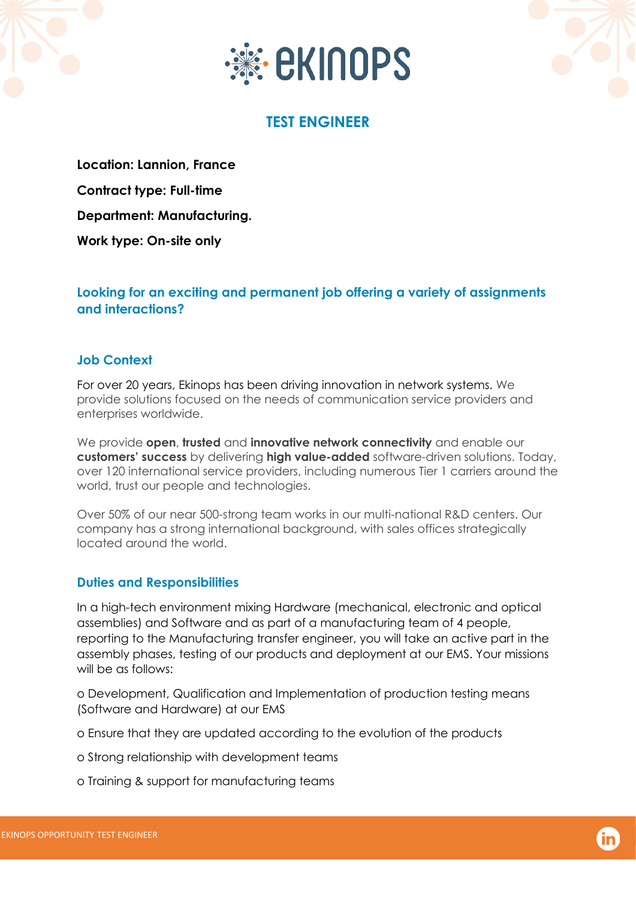# TEST ENGINEER

**Location: Lannion, France**

**Contract type: Full-time**

**Department: Manufacturing.**

**Work type: On-site only**

## Looking for an exciting and permanent job offering a variety of assignments and interactions?

### Job Context

For over 20 years, Ekinops has been driving innovation in network systems. We provide solutions focused on the needs of communication service providers and enterprises worldwide.

We provide **open**, **trusted** and **innovative network connectivity** and enable our **customers' success** by delivering **high value-added** software-driven solutions. Today, over 120 international service providers, including numerous Tier 1 carriers around the world, trust our people and technologies.

Over 50% of our near 500-strong team works in our multi-national R&D centers. Our company has a strong international background, with sales offices strategically located around the world.

### Duties and Responsibilities

In a high-tech environment mixing Hardware (mechanical, electronic and optical assemblies) and Software and as part of a manufacturing team of 4 people, reporting to the Manufacturing transfer engineer, you will take an active part in the assembly phases, testing of our products and deployment at our EMS. Your missions will be as follows:

- Development, Qualification and Implementation of production testing means (Software and Hardware) at our EMS
- Ensure that they are updated according to the evolution of the products
- Strong relationship with development teams
- Training & support for manufacturing teams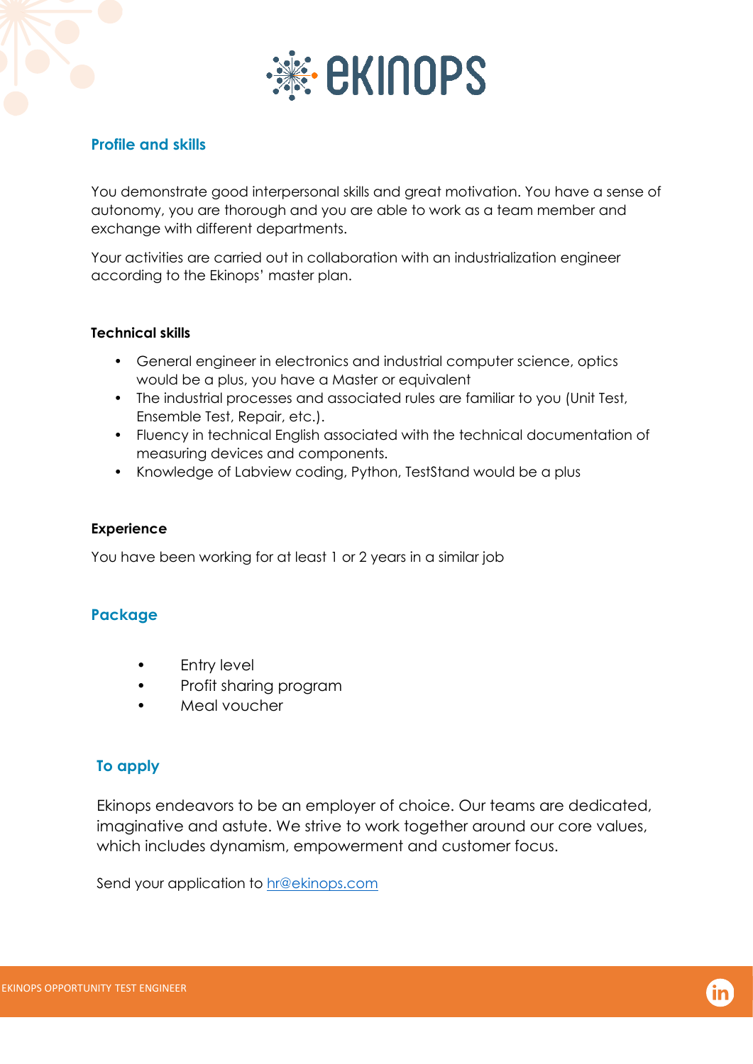## Profile and skills

You demonstrate good interpersonal skills and great motivation. You have a sense of autonomy, you are thorough and you are able to work as a team member and exchange with different departments.

Your activities are carried out in collaboration with an industrialization engineer according to the Ekinops' master plan.

### Technical skills

- General engineer in electronics and industrial computer science, optics would be a plus, you have a Master or equivalent
- The industrial processes and associated rules are familiar to you (Unit Test, Ensemble Test, Repair, etc.).
- Fluency in technical English associated with the technical documentation of measuring devices and components.
- Knowledge of Labview coding, Python, TestStand would be a plus

### Experience

You have been working for at least 1 or 2 years in a similar job

## Package

- Entry level
- Profit sharing program
- Meal voucher

## To apply

Ekinops endeavors to be an employer of choice. Our teams are dedicated, imaginative and astute. We strive to work together around our core values, which includes dynamism, empowerment and customer focus.

Send your application to hr@ekinops.com